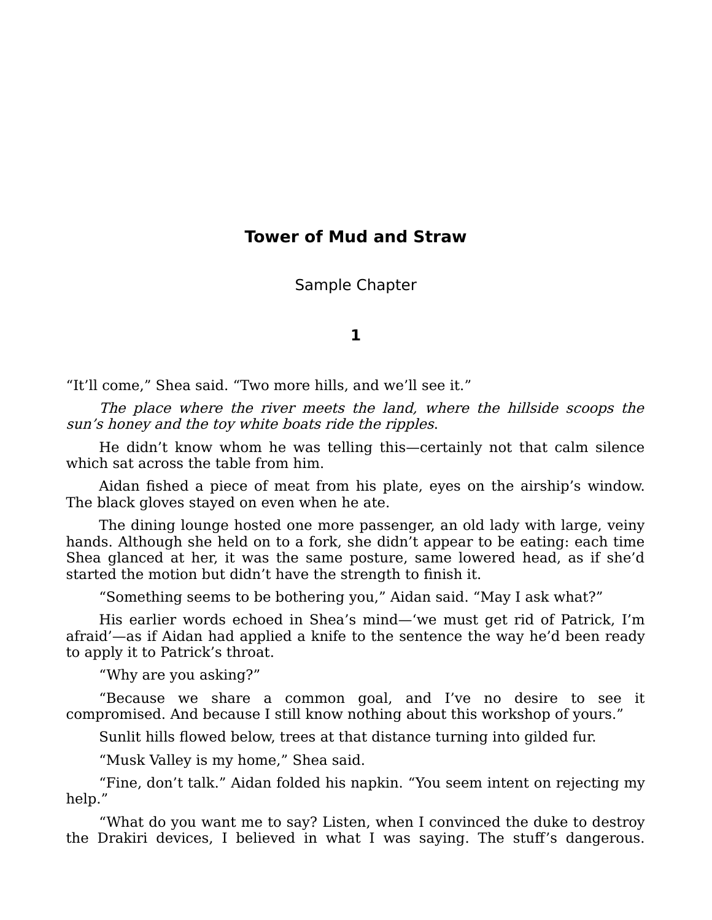# Tower of Mud and Straw

Sample Chapter

## 1

"It'll come," Shea said. "Two more hills, and we'll see it."

*The place where the river meets the land, where the hillside scoops the sun's honey and the toy white boats ride the ripples*.

He didn't know whom he was telling this—certainly not that calm silence which sat across the table from him.

Aidan fished a piece of meat from his plate, eyes on the airship's window. The black gloves stayed on even when he ate.

The dining lounge hosted one more passenger, an old lady with large, veiny hands. Although she held on to a fork, she didn't appear to be eating: each time Shea glanced at her, it was the same posture, same lowered head, as if she'd started the motion but didn't have the strength to finish it.

"Something seems to be bothering you," Aidan said. "May I ask what?"

His earlier words echoed in Shea's mind—'we must get rid of Patrick, I'm afraid'—as if Aidan had applied a knife to the sentence the way he'd been ready to apply it to Patrick's throat.

"Why are you asking?"

"Because we share a common goal, and I've no desire to see it compromised. And because I still know nothing about this workshop of yours."

Sunlit hills flowed below, trees at that distance turning into gilded fur.

"Musk Valley is my home," Shea said.

"Fine, don't talk." Aidan folded his napkin. "You seem intent on rejecting my help."

"What do you want me to say? Listen, when I convinced the duke to destroy the Drakiri devices, I believed in what I was saying. The stuff's dangerous.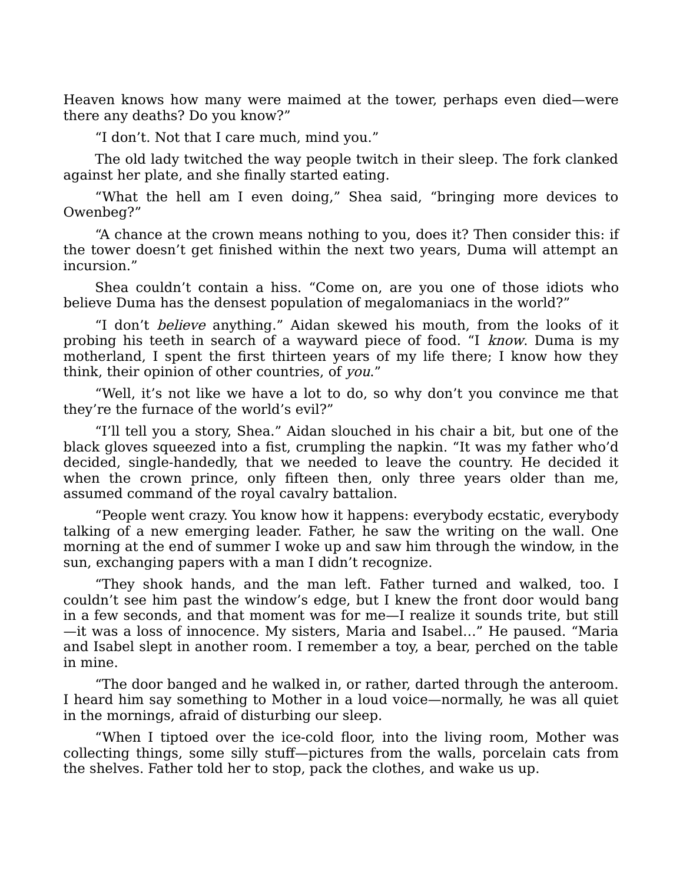Heaven knows how many were maimed at the tower, perhaps even died—were there any deaths? Do you know?"

"I don't. Not that I care much, mind you."

The old lady twitched the way people twitch in their sleep. The fork clanked against her plate, and she finally started eating.

"What the hell am I even doing," Shea said, "bringing more devices to Owenbeg?"

"A chance at the crown means nothing to you, does it? Then consider this: if the tower doesn't get finished within the next two years, Duma will attempt an incursion."

Shea couldn't contain a hiss. "Come on, are you one of those idiots who believe Duma has the densest population of megalomaniacs in the world?"

"I don't *believe* anything." Aidan skewed his mouth, from the looks of it probing his teeth in search of a wayward piece of food. "I *know*. Duma is my motherland, I spent the first thirteen years of my life there; I know how they think, their opinion of other countries, of *you*."

"Well, it's not like we have a lot to do, so why don't you convince me that they're the furnace of the world's evil?"

"I'll tell you a story, Shea." Aidan slouched in his chair a bit, but one of the black gloves squeezed into a fist, crumpling the napkin. "It was my father who'd decided, single-handedly, that we needed to leave the country. He decided it when the crown prince, only fifteen then, only three years older than me, assumed command of the royal cavalry battalion.

"People went crazy. You know how it happens: everybody ecstatic, everybody talking of a new emerging leader. Father, he saw the writing on the wall. One morning at the end of summer I woke up and saw him through the window, in the sun, exchanging papers with a man I didn't recognize.

"They shook hands, and the man left. Father turned and walked, too. I couldn't see him past the window's edge, but I knew the front door would bang in a few seconds, and that moment was for me—I realize it sounds trite, but still—it was a loss of innocence. My sisters, Maria and Isabel..." He paused. "Maria and Isabel slept in another room. I remember a toy, a bear, perched on the table in mine.

"The door banged and he walked in, or rather, darted through the anteroom. I heard him say something to Mother in a loud voice—normally, he was all quiet in the mornings, afraid of disturbing our sleep.

"When I tiptoed over the ice-cold floor, into the living room, Mother was collecting things, some silly stuff—pictures from the walls, porcelain cats from the shelves. Father told her to stop, pack the clothes, and wake us up.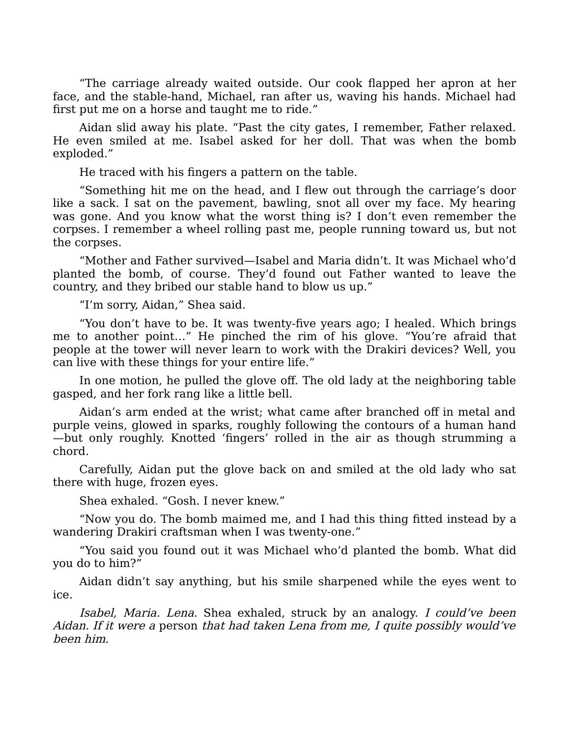“The carriage already waited outside. Our cook flapped her apron at her face, and the stable-hand, Michael, ran after us, waving his hands. Michael had first put me on a horse and taught me to ride.”

Aidan slid away his plate. “Past the city gates, I remember, Father relaxed. He even smiled at me. Isabel asked for her doll. That was when the bomb exploded.”

He traced with his fingers a pattern on the table.

“Something hit me on the head, and I flew out through the carriage’s door like a sack. I sat on the pavement, bawling, snot all over my face. My hearing was gone. And you know what the worst thing is? I don’t even remember the corpses. I remember a wheel rolling past me, people running toward us, but not the corpses.

“Mother and Father survived—Isabel and Maria didn’t. It was Michael who’d planted the bomb, of course. They’d found out Father wanted to leave the country, and they bribed our stable hand to blow us up.”

“I’m sorry, Aidan,” Shea said.

“You don’t have to be. It was twenty-five years ago; I healed. Which brings me to another point…” He pinched the rim of his glove. “You’re afraid that people at the tower will never learn to work with the Drakiri devices? Well, you can live with these things for your entire life.”

In one motion, he pulled the glove off. The old lady at the neighboring table gasped, and her fork rang like a little bell.

Aidan’s arm ended at the wrist; what came after branched off in metal and purple veins, glowed in sparks, roughly following the contours of a human hand—but only roughly. Knotted ‘fingers’ rolled in the air as though strumming a chord.

Carefully, Aidan put the glove back on and smiled at the old lady who sat there with huge, frozen eyes.

Shea exhaled. “Gosh. I never knew.”

“Now you do. The bomb maimed me, and I had this thing fitted instead by a wandering Drakiri craftsman when I was twenty-one.”

“You said you found out it was Michael who’d planted the bomb. What did you do to him?”

Aidan didn’t say anything, but his smile sharpened while the eyes went to ice.

*Isabel, Maria. Lena*. Shea exhaled, struck by an analogy. *I could’ve been Aidan. If it were a* person *that had taken Lena from me, I quite possibly would’ve been him*.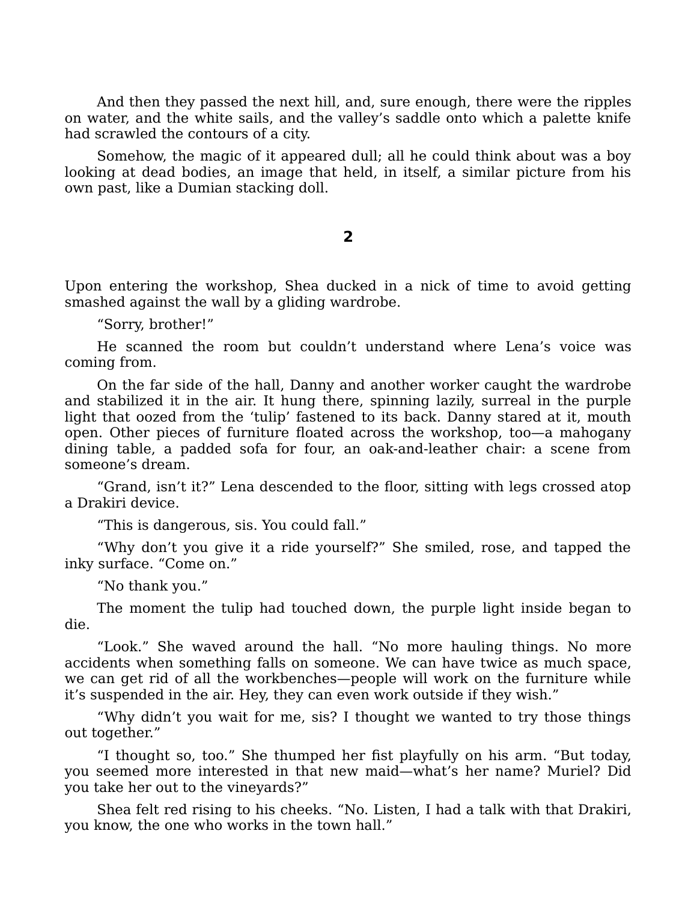And then they passed the next hill, and, sure enough, there were the ripples on water, and the white sails, and the valley's saddle onto which a palette knife had scrawled the contours of a city.

Somehow, the magic of it appeared dull; all he could think about was a boy looking at dead bodies, an image that held, in itself, a similar picture from his own past, like a Dumian stacking doll.

## 2

Upon entering the workshop, Shea ducked in a nick of time to avoid getting smashed against the wall by a gliding wardrobe.

"Sorry, brother!"

He scanned the room but couldn't understand where Lena's voice was coming from.

On the far side of the hall, Danny and another worker caught the wardrobe and stabilized it in the air. It hung there, spinning lazily, surreal in the purple light that oozed from the 'tulip' fastened to its back. Danny stared at it, mouth open. Other pieces of furniture floated across the workshop, too—a mahogany dining table, a padded sofa for four, an oak-and-leather chair: a scene from someone's dream.

"Grand, isn't it?" Lena descended to the floor, sitting with legs crossed atop a Drakiri device.

"This is dangerous, sis. You could fall."

"Why don't you give it a ride yourself?" She smiled, rose, and tapped the inky surface. "Come on."

"No thank you."

The moment the tulip had touched down, the purple light inside began to die.

"Look." She waved around the hall. "No more hauling things. No more accidents when something falls on someone. We can have twice as much space, we can get rid of all the workbenches—people will work on the furniture while it's suspended in the air. Hey, they can even work outside if they wish."

"Why didn't you wait for me, sis? I thought we wanted to try those things out together."

"I thought so, too." She thumped her fist playfully on his arm. "But today, you seemed more interested in that new maid—what's her name? Muriel? Did you take her out to the vineyards?"

Shea felt red rising to his cheeks. "No. Listen, I had a talk with that Drakiri, you know, the one who works in the town hall."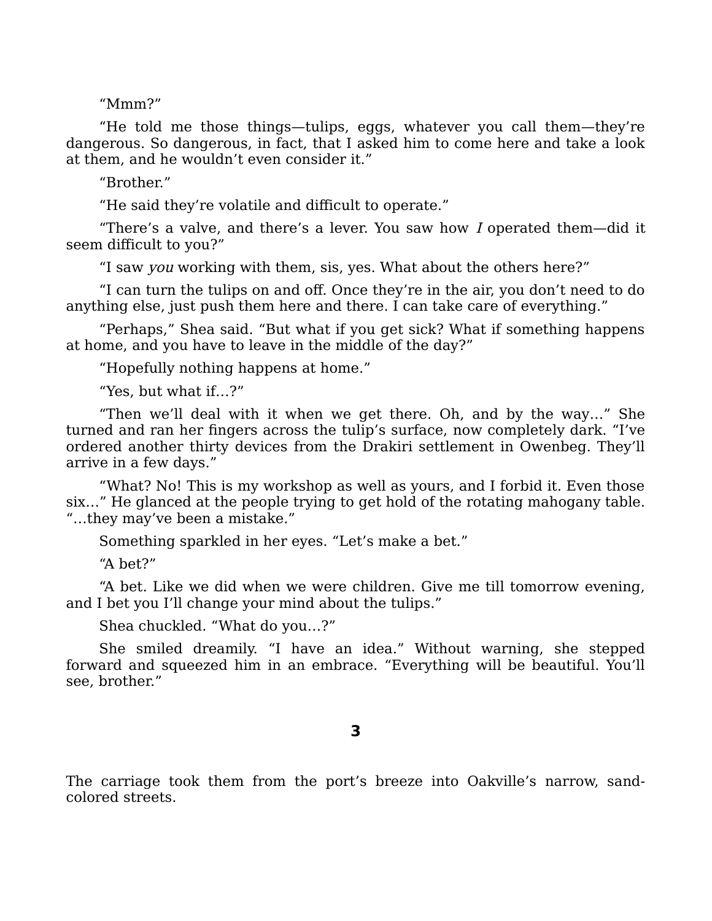“Mmm?”

“He told me those things—tulips, eggs, whatever you call them—they’re dangerous. So dangerous, in fact, that I asked him to come here and take a look at them, and he wouldn’t even consider it.”

“Brother.”

“He said they’re volatile and difficult to operate.”

“There’s a valve, and there’s a lever. You saw how *I* operated them—did it seem difficult to you?”

“I saw *you* working with them, sis, yes. What about the others here?”

“I can turn the tulips on and off. Once they’re in the air, you don’t need to do anything else, just push them here and there. I can take care of everything.”

“Perhaps,” Shea said. “But what if you get sick? What if something happens at home, and you have to leave in the middle of the day?”

“Hopefully nothing happens at home.”

“Yes, but what if…?”

“Then we’ll deal with it when we get there. Oh, and by the way…” She turned and ran her fingers across the tulip’s surface, now completely dark. “I’ve ordered another thirty devices from the Drakiri settlement in Owenbeg. They’ll arrive in a few days.”

“What? No! This is my workshop as well as yours, and I forbid it. Even those six…” He glanced at the people trying to get hold of the rotating mahogany table. “…they may’ve been a mistake.”

Something sparkled in her eyes. “Let’s make a bet.”

“A bet?”

“A bet. Like we did when we were children. Give me till tomorrow evening, and I bet you I’ll change your mind about the tulips.”

Shea chuckled. “What do you…?”

She smiled dreamily. “I have an idea.” Without warning, she stepped forward and squeezed him in an embrace. “Everything will be beautiful. You’ll see, brother.”

## 3

The carriage took them from the port’s breeze into Oakville’s narrow, sand-colored streets.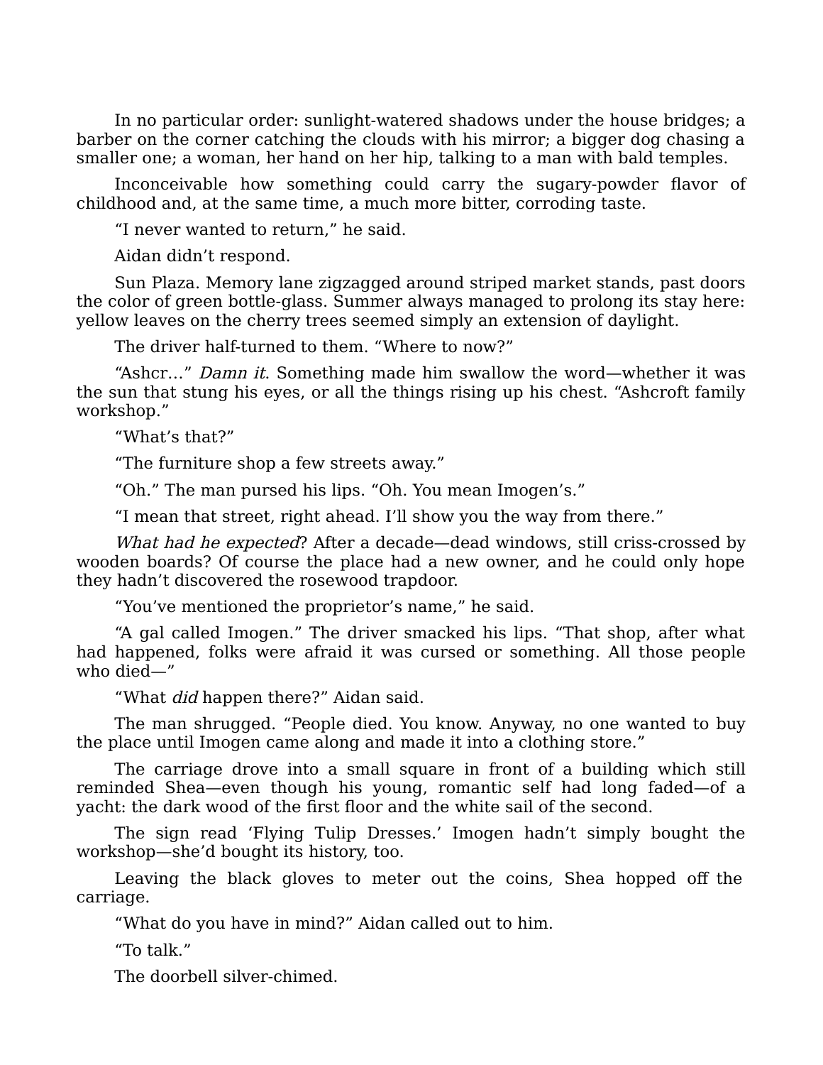In no particular order: sunlight-watered shadows under the house bridges; a barber on the corner catching the clouds with his mirror; a bigger dog chasing a smaller one; a woman, her hand on her hip, talking to a man with bald temples.

Inconceivable how something could carry the sugary-powder flavor of childhood and, at the same time, a much more bitter, corroding taste.

"I never wanted to return," he said.

Aidan didn't respond.

Sun Plaza. Memory lane zigzagged around striped market stands, past doors the color of green bottle-glass. Summer always managed to prolong its stay here: yellow leaves on the cherry trees seemed simply an extension of daylight.

The driver half-turned to them. "Where to now?"

"Ashcr…" *Damn it*. Something made him swallow the word—whether it was the sun that stung his eyes, or all the things rising up his chest. "Ashcroft family workshop."

"What's that?"

"The furniture shop a few streets away."

"Oh." The man pursed his lips. "Oh. You mean Imogen's."

"I mean that street, right ahead. I'll show you the way from there."

*What had he expected*? After a decade—dead windows, still criss-crossed by wooden boards? Of course the place had a new owner, and he could only hope they hadn't discovered the rosewood trapdoor.

"You've mentioned the proprietor's name," he said.

"A gal called Imogen." The driver smacked his lips. "That shop, after what had happened, folks were afraid it was cursed or something. All those people who died—"

"What *did* happen there?" Aidan said.

The man shrugged. "People died. You know. Anyway, no one wanted to buy the place until Imogen came along and made it into a clothing store."

The carriage drove into a small square in front of a building which still reminded Shea—even though his young, romantic self had long faded—of a yacht: the dark wood of the first floor and the white sail of the second.

The sign read 'Flying Tulip Dresses.' Imogen hadn't simply bought the workshop—she'd bought its history, too.

Leaving the black gloves to meter out the coins, Shea hopped off the carriage.

"What do you have in mind?" Aidan called out to him.

"To talk."

The doorbell silver-chimed.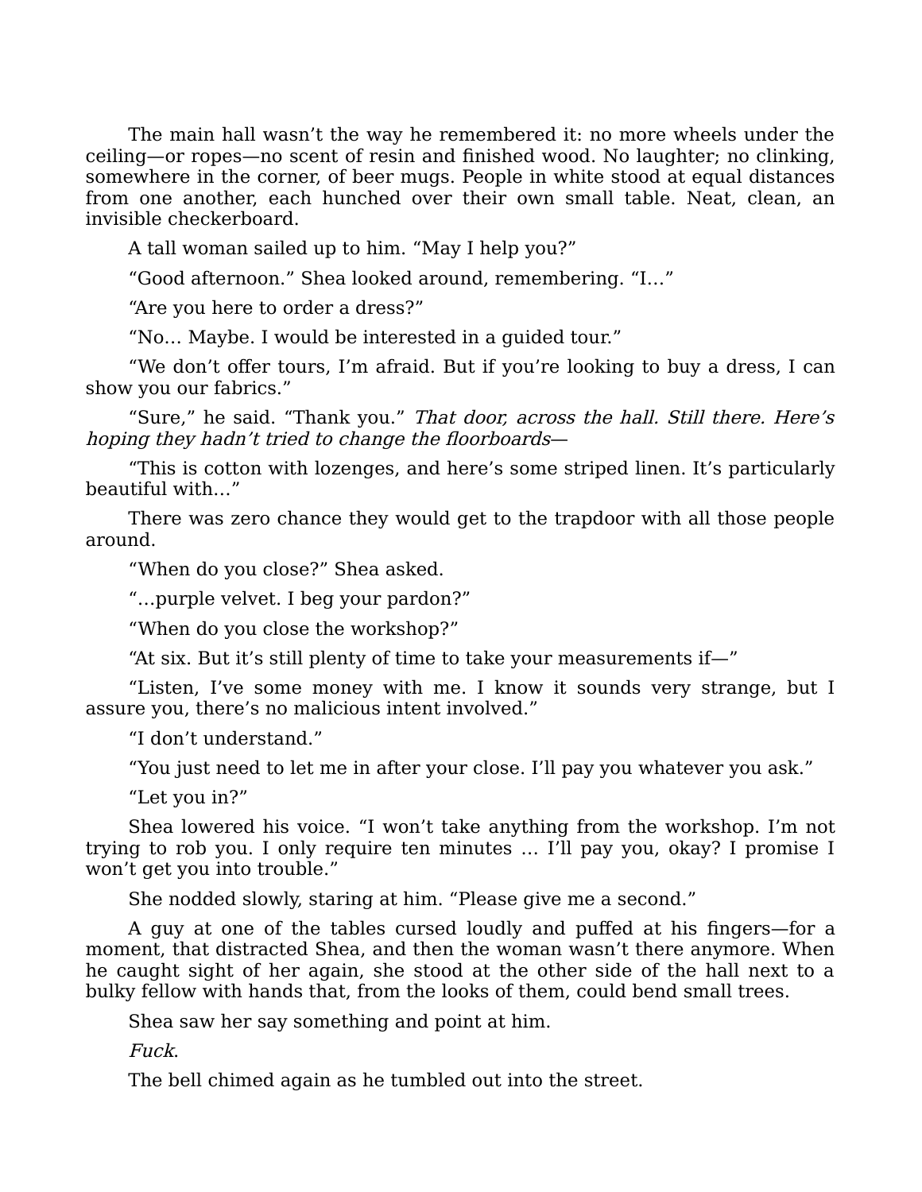The main hall wasn't the way he remembered it: no more wheels under the ceiling—or ropes—no scent of resin and finished wood. No laughter; no clinking, somewhere in the corner, of beer mugs. People in white stood at equal distances from one another, each hunched over their own small table. Neat, clean, an invisible checkerboard.

A tall woman sailed up to him. "May I help you?"

"Good afternoon." Shea looked around, remembering. "I…"

"Are you here to order a dress?"

"No… Maybe. I would be interested in a guided tour."

"We don't offer tours, I'm afraid. But if you're looking to buy a dress, I can show you our fabrics."

"Sure," he said. "Thank you." *That door, across the hall. Still there. Here's hoping they hadn't tried to change the floorboards—*

"This is cotton with lozenges, and here's some striped linen. It's particularly beautiful with…"

There was zero chance they would get to the trapdoor with all those people around.

"When do you close?" Shea asked.

"…purple velvet. I beg your pardon?"

"When do you close the workshop?"

"At six. But it's still plenty of time to take your measurements if—"

"Listen, I've some money with me. I know it sounds very strange, but I assure you, there's no malicious intent involved."

"I don't understand."

"You just need to let me in after your close. I'll pay you whatever you ask."

"Let you in?"

Shea lowered his voice. "I won't take anything from the workshop. I'm not trying to rob you. I only require ten minutes … I'll pay you, okay? I promise I won't get you into trouble."

She nodded slowly, staring at him. "Please give me a second."

A guy at one of the tables cursed loudly and puffed at his fingers—for a moment, that distracted Shea, and then the woman wasn't there anymore. When he caught sight of her again, she stood at the other side of the hall next to a bulky fellow with hands that, from the looks of them, could bend small trees.

Shea saw her say something and point at him.

*Fuck.*

The bell chimed again as he tumbled out into the street.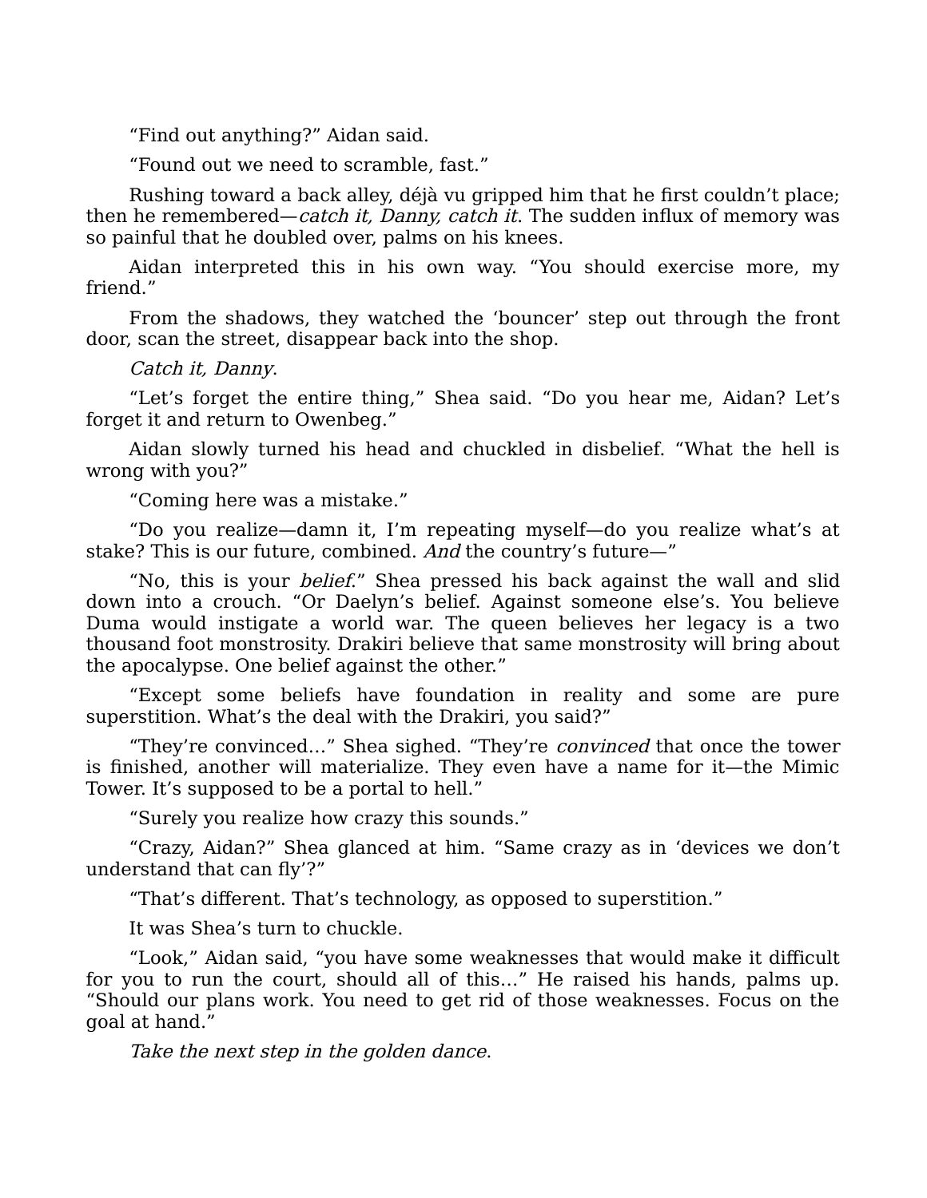“Find out anything?” Aidan said.

“Found out we need to scramble, fast.”

Rushing toward a back alley, déjà vu gripped him that he first couldn’t place; then he remembered—*catch it, Danny, catch it*. The sudden influx of memory was so painful that he doubled over, palms on his knees.

Aidan interpreted this in his own way. “You should exercise more, my friend.”

From the shadows, they watched the ‘bouncer’ step out through the front door, scan the street, disappear back into the shop.

*Catch it, Danny*.

“Let’s forget the entire thing,” Shea said. “Do you hear me, Aidan? Let’s forget it and return to Owenbeg.”

Aidan slowly turned his head and chuckled in disbelief. “What the hell is wrong with you?”

“Coming here was a mistake.”

“Do you realize—damn it, I’m repeating myself—do you realize what’s at stake? This is our future, combined. *And* the country’s future—”

“No, this is your *belief*.” Shea pressed his back against the wall and slid down into a crouch. “Or Daelyn’s belief. Against someone else’s. You believe Duma would instigate a world war. The queen believes her legacy is a two thousand foot monstrosity. Drakiri believe that same monstrosity will bring about the apocalypse. One belief against the other.”

“Except some beliefs have foundation in reality and some are pure superstition. What’s the deal with the Drakiri, you said?”

“They’re convinced…” Shea sighed. “They’re *convinced* that once the tower is finished, another will materialize. They even have a name for it—the Mimic Tower. It’s supposed to be a portal to hell.”

“Surely you realize how crazy this sounds.”

“Crazy, Aidan?” Shea glanced at him. “Same crazy as in ‘devices we don’t understand that can fly’?”

“That’s different. That’s technology, as opposed to superstition.”

It was Shea’s turn to chuckle.

“Look,” Aidan said, “you have some weaknesses that would make it difficult for you to run the court, should all of this…” He raised his hands, palms up. “Should our plans work. You need to get rid of those weaknesses. Focus on the goal at hand.”

*Take the next step in the golden dance*.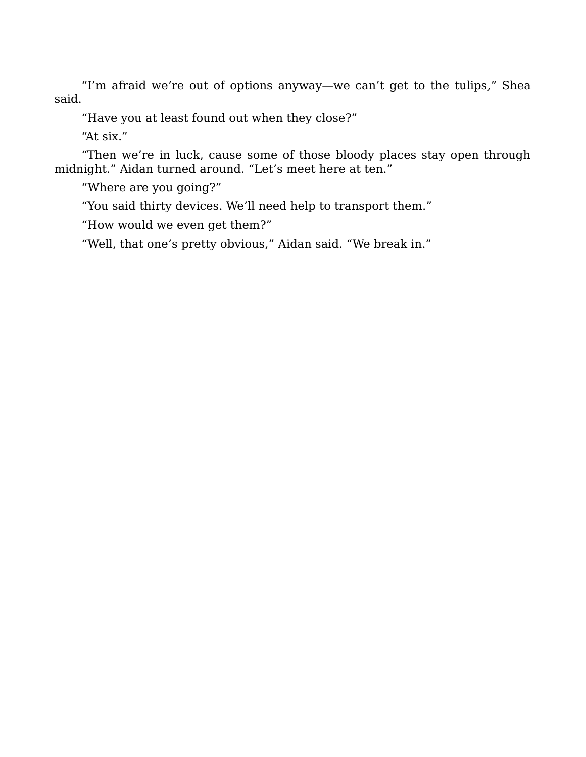“I’m afraid we’re out of options anyway—we can’t get to the tulips,” Shea said.

“Have you at least found out when they close?”

“At six.”

“Then we’re in luck, cause some of those bloody places stay open through midnight.” Aidan turned around. “Let’s meet here at ten.”

“Where are you going?”

“You said thirty devices. We’ll need help to transport them.”

“How would we even get them?”

“Well, that one’s pretty obvious,” Aidan said. “We break in.”